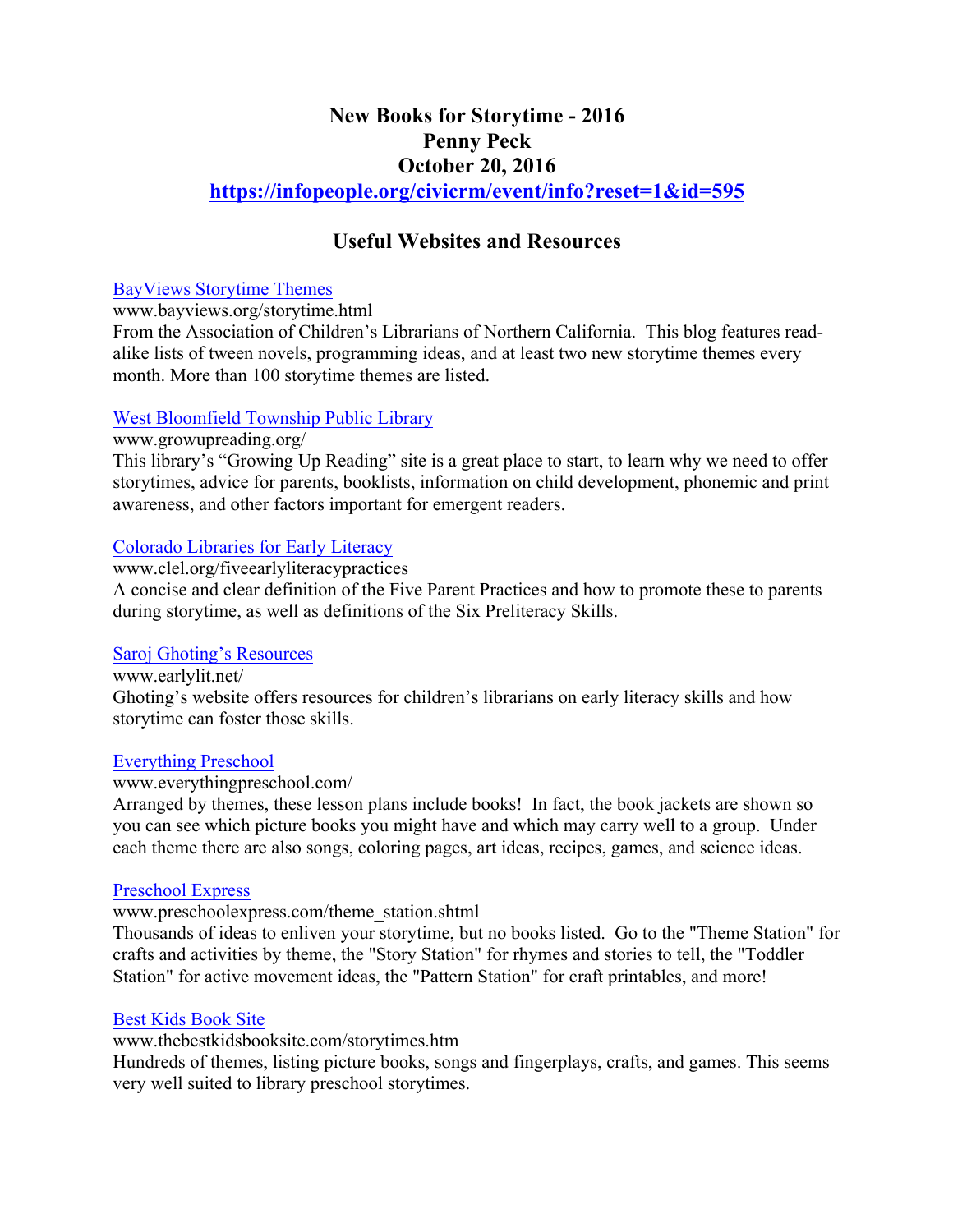# New Books for Storytime - 2016
# Penny Peck
# October 20, 2016
# [https://infopeople.org/civicrm/event/info?reset=1&id=595](https://infopeople.org/civicrm/event/info?reset=1&id=595)

## Useful Websites and Resources

[BayViews Storytime Themes](http://www.bayviews.org/storytime.html)
www.bayviews.org/storytime.html
From the Association of Children's Librarians of Northern California. This blog features read-alike lists of tween novels, programming ideas, and at least two new storytime themes every month. More than 100 storytime themes are listed.

[West Bloomfield Township Public Library](http://www.growupreading.org/)
www.growupreading.org/
This library's "Growing Up Reading" site is a great place to start, to learn why we need to offer storytimes, advice for parents, booklists, information on child development, phonemic and print awareness, and other factors important for emergent readers.

[Colorado Libraries for Early Literacy](http://www.clel.org/fiveearlyliteracypractices)
www.clel.org/fiveearlyliteracypractices
A concise and clear definition of the Five Parent Practices and how to promote these to parents during storytime, as well as definitions of the Six Preliteracy Skills.

[Saroj Ghoting's Resources](http://www.earlylit.net/)
www.earlylit.net/
Ghoting's website offers resources for children's librarians on early literacy skills and how storytime can foster those skills.

[Everything Preschool](http://www.everythingpreschool.com/)
www.everythingpreschool.com/
Arranged by themes, these lesson plans include books! In fact, the book jackets are shown so you can see which picture books you might have and which may carry well to a group. Under each theme there are also songs, coloring pages, art ideas, recipes, games, and science ideas.

[Preschool Express](http://www.preschoolexpress.com/theme_station.shtml)
www.preschoolexpress.com/theme_station.shtml
Thousands of ideas to enliven your storytime, but no books listed. Go to the "Theme Station" for crafts and activities by theme, the "Story Station" for rhymes and stories to tell, the "Toddler Station" for active movement ideas, the "Pattern Station" for craft printables, and more!

[Best Kids Book Site](http://www.thebestkidsbooksite.com/storytimes.htm)
www.thebestkidsbooksite.com/storytimes.htm
Hundreds of themes, listing picture books, songs and fingerplays, crafts, and games. This seems very well suited to library preschool storytimes.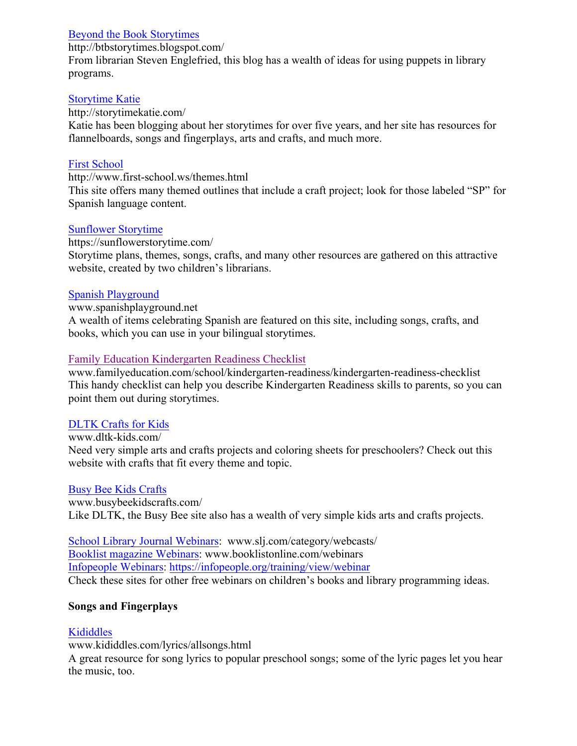[Beyond the Book Storytimes](http://btbstorytimes.blogspot.com/)
http://btbstorytimes.blogspot.com/
From librarian Steven Englefried, this blog has a wealth of ideas for using puppets in library programs.

[Storytime Katie](http://storytimekatie.com/)
http://storytimekatie.com/
Katie has been blogging about her storytimes for over five years, and her site has resources for flannelboards, songs and fingerplays, arts and crafts, and much more.

[First School](http://www.first-school.ws/themes.html)
http://www.first-school.ws/themes.html
This site offers many themed outlines that include a craft project; look for those labeled "SP" for Spanish language content.

[Sunflower Storytime](https://sunflowerstorytime.com/)
https://sunflowerstorytime.com/
Storytime plans, themes, songs, crafts, and many other resources are gathered on this attractive website, created by two children's librarians.

[Spanish Playground](http://www.spanishplayground.net)
www.spanishplayground.net
A wealth of items celebrating Spanish are featured on this site, including songs, crafts, and books, which you can use in your bilingual storytimes.

[Family Education Kindergarten Readiness Checklist](http://www.familyeducation.com/school/kindergarten-readiness/kindergarten-readiness-checklist)
www.familyeducation.com/school/kindergarten-readiness/kindergarten-readiness-checklist
This handy checklist can help you describe Kindergarten Readiness skills to parents, so you can point them out during storytimes.

[DLTK Crafts for Kids](http://www.dltk-kids.com/)
www.dltk-kids.com/
Need very simple arts and crafts projects and coloring sheets for preschoolers? Check out this website with crafts that fit every theme and topic.

[Busy Bee Kids Crafts](http://www.busybeekidscrafts.com/)
www.busybeekidscrafts.com/
Like DLTK, the Busy Bee site also has a wealth of very simple kids arts and crafts projects.

[School Library Journal Webinars](http://www.slj.com/category/webcasts/): www.slj.com/category/webcasts/
[Booklist magazine Webinars](http://www.booklistonline.com/webinars): www.booklistonline.com/webinars
[Infopeople Webinars](https://infopeople.org/training/view/webinar): https://infopeople.org/training/view/webinar
Check these sites for other free webinars on children's books and library programming ideas.

**Songs and Fingerplays**

[Kididdles](http://www.kididdles.com/lyrics/allsongs.html)
www.kididdles.com/lyrics/allsongs.html
A great resource for song lyrics to popular preschool songs; some of the lyric pages let you hear the music, too.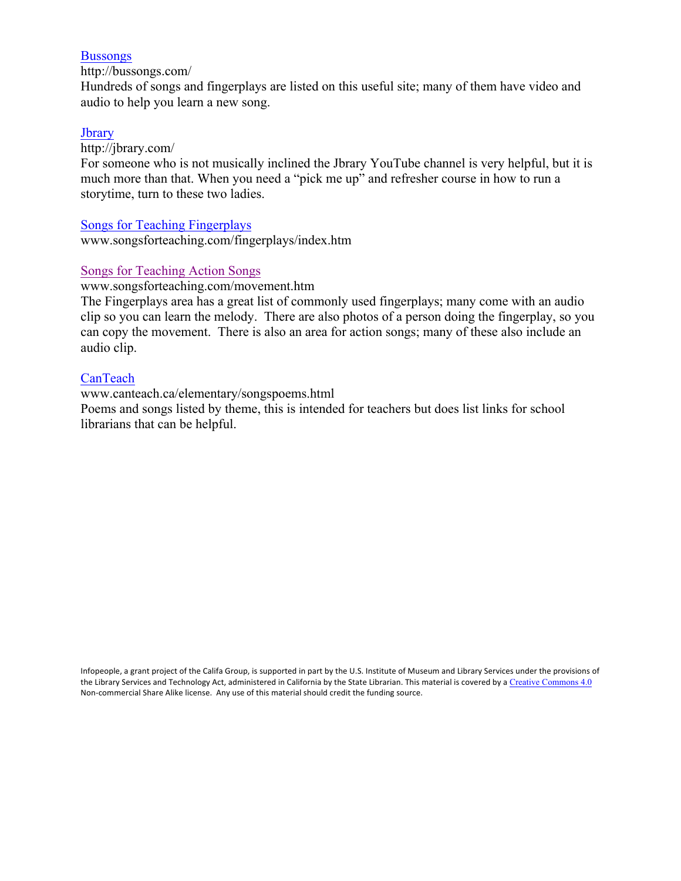[Bussongs](http://bussongs.com/)

http://bussongs.com/

Hundreds of songs and fingerplays are listed on this useful site; many of them have video and audio to help you learn a new song.

[Jbrary](http://jbrary.com/)

http://jbrary.com/

For someone who is not musically inclined the Jbrary YouTube channel is very helpful, but it is much more than that. When you need a "pick me up" and refresher course in how to run a storytime, turn to these two ladies.

[Songs for Teaching Fingerplays](http://www.songsforteaching.com/fingerplays/index.htm)

www.songsforteaching.com/fingerplays/index.htm

[Songs for Teaching Action Songs](http://www.songsforteaching.com/movement.htm)

www.songsforteaching.com/movement.htm

The Fingerplays area has a great list of commonly used fingerplays; many come with an audio clip so you can learn the melody. There are also photos of a person doing the fingerplay, so you can copy the movement. There is also an area for action songs; many of these also include an audio clip.

[CanTeach](http://www.canteach.ca/elementary/songspoems.html)

www.canteach.ca/elementary/songspoems.html

Poems and songs listed by theme, this is intended for teachers but does list links for school librarians that can be helpful.

Infopeople, a grant project of the Califa Group, is supported in part by the U.S. Institute of Museum and Library Services under the provisions of the Library Services and Technology Act, administered in California by the State Librarian. This material is covered by a Creative Commons 4.0 Non-commercial Share Alike license. Any use of this material should credit the funding source.